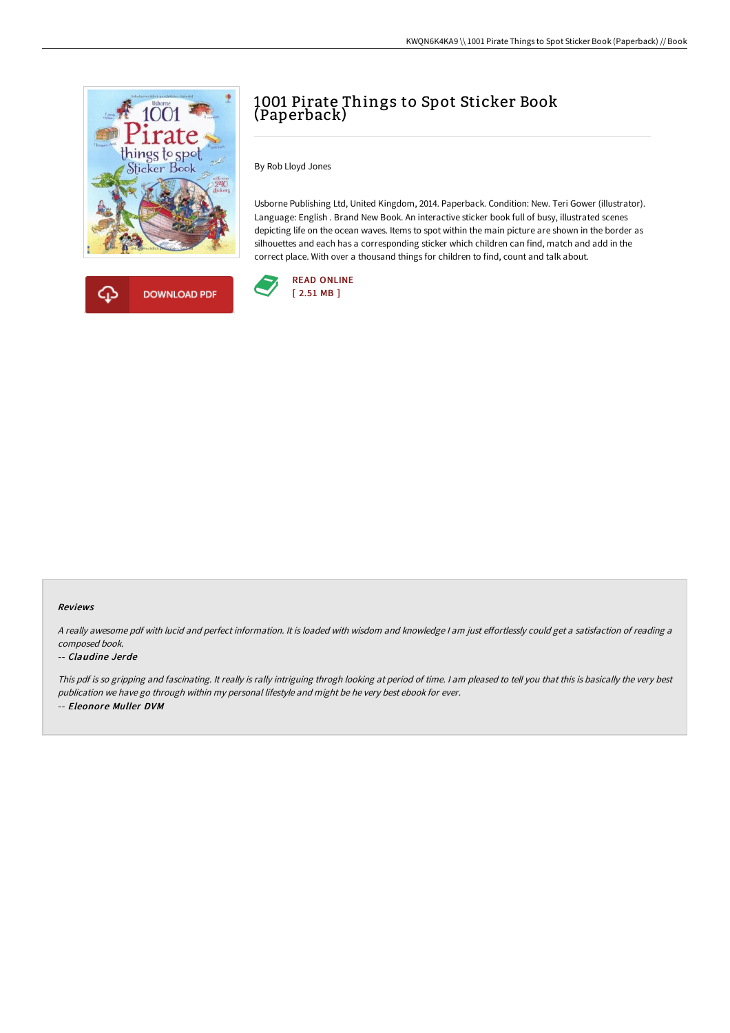# 1001 Pirate Things to Spot Sticker Book (Paperback)

DOWNLOAD PDF

By Rob Lloyd Jones

Usborne Publishing Ltd, United Kingdom, 2014. Paperback. Condition: New. Teri Gower (illustrator). Language: English . Brand New Book. An interactive sticker book full of busy, illustrated scenes depicting life on the ocean waves. Items to spot within the main picture are shown in the border as silhouettes and each has a corresponding sticker which children can find, match and add in the correct place. With over a thousand things for children to find, count and talk about.

READ ONLINE
[ 2.51 MB ]

### Reviews

*A really awesome pdf with lucid and perfect information. It is loaded with wisdom and knowledge I am just effortlessly could get a satisfaction of reading a composed book.*

-- ***Claudine Jerde***

*This pdf is so gripping and fascinating. It really is rally intriguing throgh looking at period of time. I am pleased to tell you that this is basically the very best publication we have go through within my personal lifestyle and might be he very best ebook for ever.*

-- ***Eleonore Muller DVM***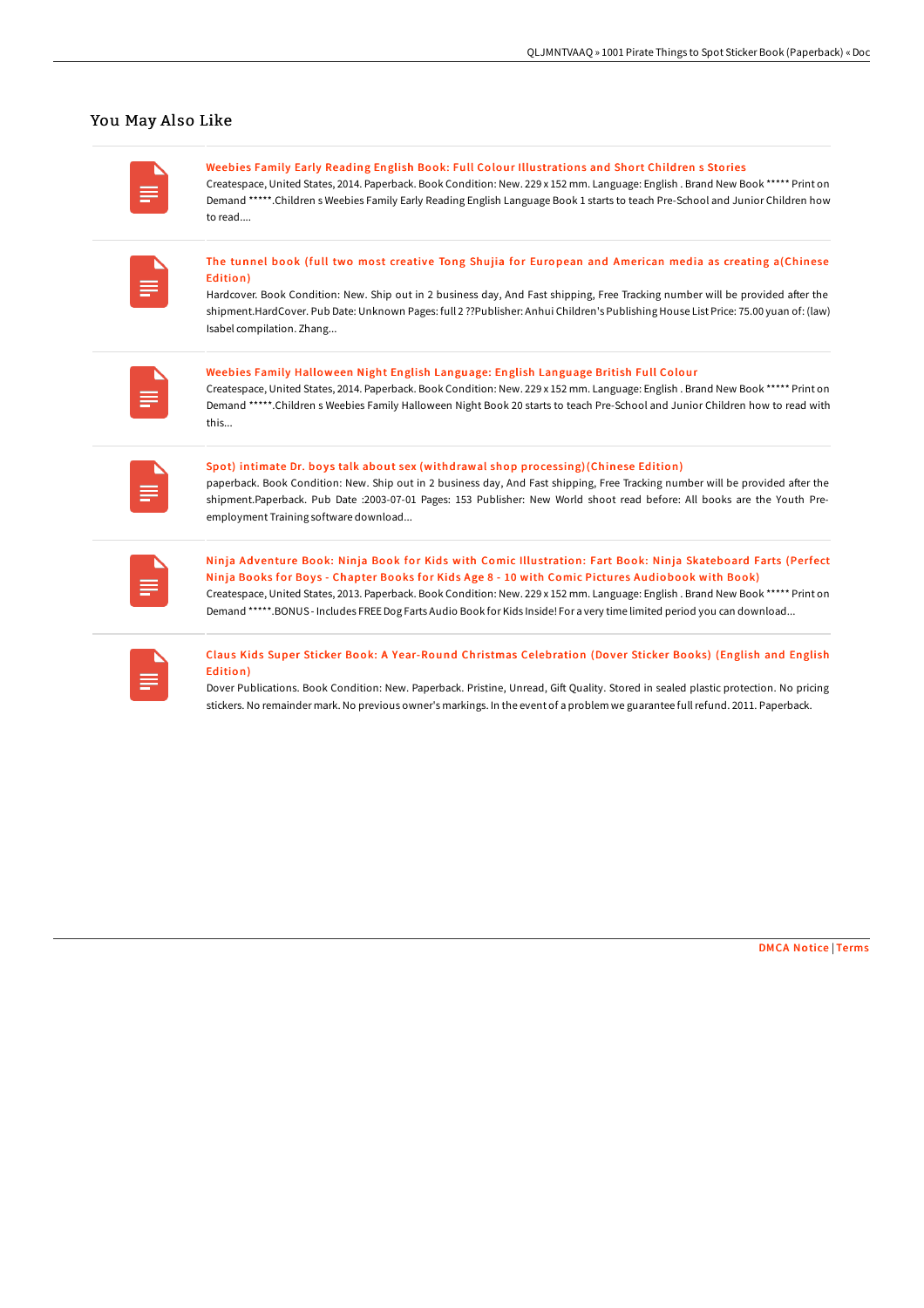## You May Also Like

**Weebies Family Early Reading English Book: Full Colour Illustrations and Short Children s Stories**

Createspace, United States, 2014. Paperback. Book Condition: New. 229 x 152 mm. Language: English . Brand New Book ***** Print on Demand *****.Children s Weebies Family Early Reading English Language Book 1 starts to teach Pre-School and Junior Children how to read....

**The tunnel book (full two most creative Tong Shujia for European and American media as creating a(Chinese Edition)**

Hardcover. Book Condition: New. Ship out in 2 business day, And Fast shipping, Free Tracking number will be provided after the shipment.HardCover. Pub Date: Unknown Pages: full 2 ??Publisher: Anhui Children's Publishing House List Price: 75.00 yuan of: (law) Isabel compilation. Zhang...

**Weebies Family Halloween Night English Language: English Language British Full Colour**

Createspace, United States, 2014. Paperback. Book Condition: New. 229 x 152 mm. Language: English . Brand New Book ***** Print on Demand *****.Children s Weebies Family Halloween Night Book 20 starts to teach Pre-School and Junior Children how to read with this...

**Spot) intimate Dr. boys talk about sex (withdrawal shop processing)(Chinese Edition)**

paperback. Book Condition: New. Ship out in 2 business day, And Fast shipping, Free Tracking number will be provided after the shipment.Paperback. Pub Date :2003-07-01 Pages: 153 Publisher: New World shoot read before: All books are the Youth Pre-employment Training software download...

**Ninja Adventure Book: Ninja Book for Kids with Comic Illustration: Fart Book: Ninja Skateboard Farts (Perfect Ninja Books for Boys - Chapter Books for Kids Age 8 - 10 with Comic Pictures Audiobook with Book)**

Createspace, United States, 2013. Paperback. Book Condition: New. 229 x 152 mm. Language: English . Brand New Book ***** Print on Demand *****.BONUS - Includes FREE Dog Farts Audio Book for Kids Inside! For a very time limited period you can download...

**Claus Kids Super Sticker Book: A Year-Round Christmas Celebration (Dover Sticker Books) (English and English Edition)**

Dover Publications. Book Condition: New. Paperback. Pristine, Unread, Gift Quality. Stored in sealed plastic protection. No pricing stickers. No remainder mark. No previous owner's markings. In the event of a problem we guarantee full refund. 2011. Paperback.